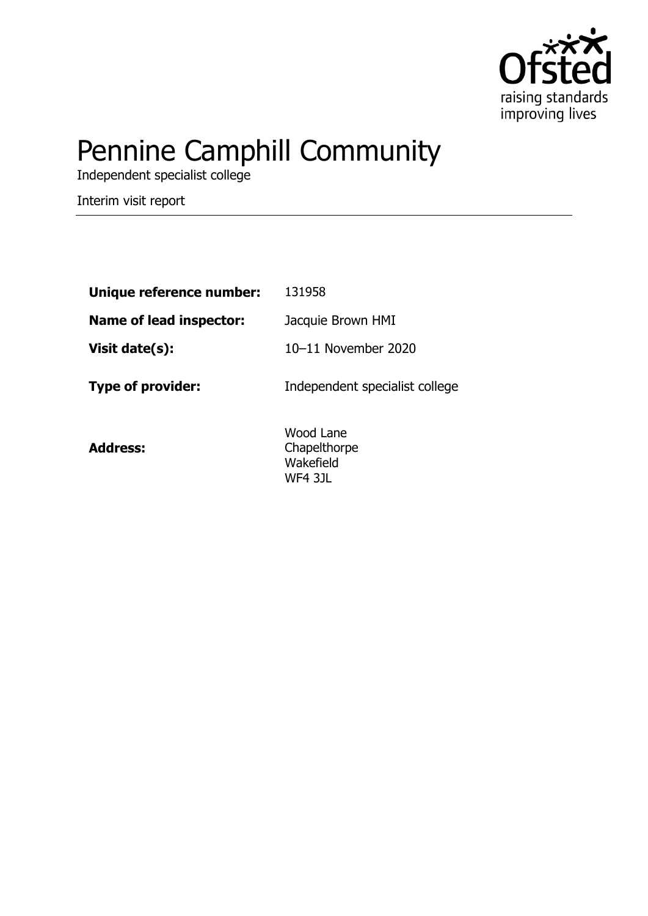# Pennine Camphill Community

Independent specialist college

Interim visit report

| | |
|---|---|
| **Unique reference number:** | 131958 |
| **Name of lead inspector:** | Jacquie Brown HMI |
| **Visit date(s):** | 10–11 November 2020 |
| **Type of provider:** | Independent specialist college |
| **Address:** | Wood Lane<br>Chapelthorpe<br>Wakefield<br>WF4 3JL |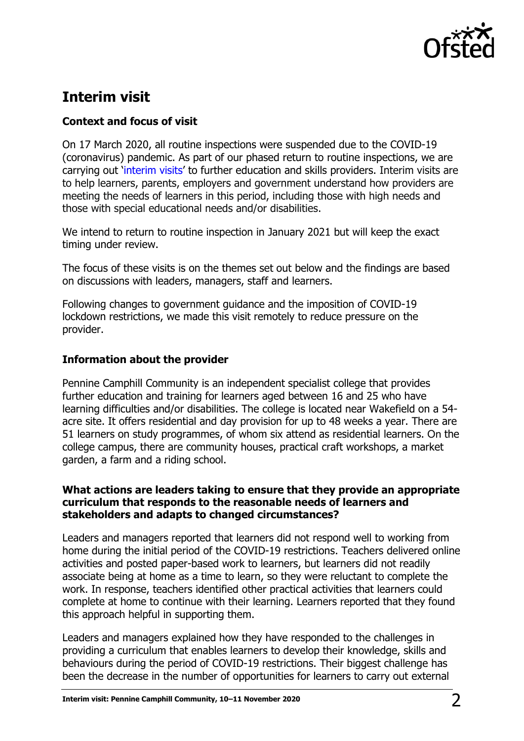## Interim visit

### Context and focus of visit

On 17 March 2020, all routine inspections were suspended due to the COVID-19 (coronavirus) pandemic. As part of our phased return to routine inspections, we are carrying out 'interim visits' to further education and skills providers. Interim visits are to help learners, parents, employers and government understand how providers are meeting the needs of learners in this period, including those with high needs and those with special educational needs and/or disabilities.

We intend to return to routine inspection in January 2021 but will keep the exact timing under review.

The focus of these visits is on the themes set out below and the findings are based on discussions with leaders, managers, staff and learners.

Following changes to government guidance and the imposition of COVID-19 lockdown restrictions, we made this visit remotely to reduce pressure on the provider.

### Information about the provider

Pennine Camphill Community is an independent specialist college that provides further education and training for learners aged between 16 and 25 who have learning difficulties and/or disabilities. The college is located near Wakefield on a 54-acre site. It offers residential and day provision for up to 48 weeks a year. There are 51 learners on study programmes, of whom six attend as residential learners. On the college campus, there are community houses, practical craft workshops, a market garden, a farm and a riding school.

### What actions are leaders taking to ensure that they provide an appropriate curriculum that responds to the reasonable needs of learners and stakeholders and adapts to changed circumstances?

Leaders and managers reported that learners did not respond well to working from home during the initial period of the COVID-19 restrictions. Teachers delivered online activities and posted paper-based work to learners, but learners did not readily associate being at home as a time to learn, so they were reluctant to complete the work. In response, teachers identified other practical activities that learners could complete at home to continue with their learning. Learners reported that they found this approach helpful in supporting them.

Leaders and managers explained how they have responded to the challenges in providing a curriculum that enables learners to develop their knowledge, skills and behaviours during the period of COVID-19 restrictions. Their biggest challenge has been the decrease in the number of opportunities for learners to carry out external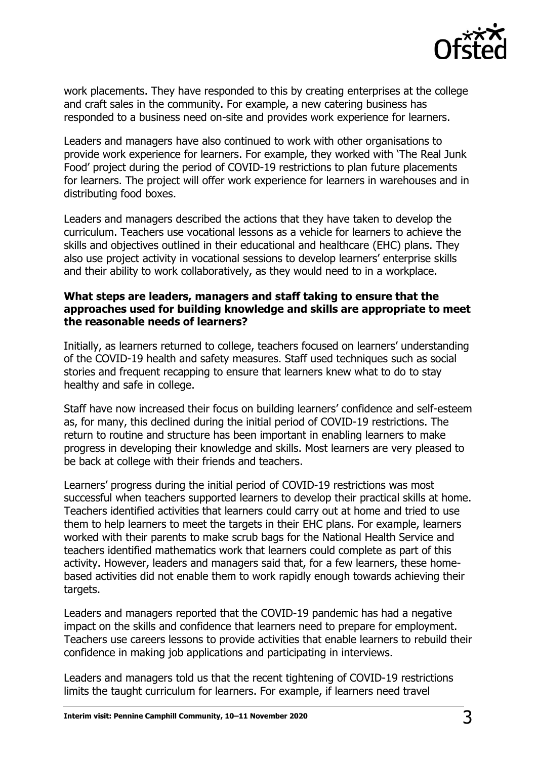work placements. They have responded to this by creating enterprises at the college and craft sales in the community. For example, a new catering business has responded to a business need on-site and provides work experience for learners.

Leaders and managers have also continued to work with other organisations to provide work experience for learners. For example, they worked with 'The Real Junk Food' project during the period of COVID-19 restrictions to plan future placements for learners. The project will offer work experience for learners in warehouses and in distributing food boxes.

Leaders and managers described the actions that they have taken to develop the curriculum. Teachers use vocational lessons as a vehicle for learners to achieve the skills and objectives outlined in their educational and healthcare (EHC) plans. They also use project activity in vocational sessions to develop learners' enterprise skills and their ability to work collaboratively, as they would need to in a workplace.

**What steps are leaders, managers and staff taking to ensure that the approaches used for building knowledge and skills are appropriate to meet the reasonable needs of learners?**

Initially, as learners returned to college, teachers focused on learners' understanding of the COVID-19 health and safety measures. Staff used techniques such as social stories and frequent recapping to ensure that learners knew what to do to stay healthy and safe in college.

Staff have now increased their focus on building learners' confidence and self-esteem as, for many, this declined during the initial period of COVID-19 restrictions. The return to routine and structure has been important in enabling learners to make progress in developing their knowledge and skills. Most learners are very pleased to be back at college with their friends and teachers.

Learners' progress during the initial period of COVID-19 restrictions was most successful when teachers supported learners to develop their practical skills at home. Teachers identified activities that learners could carry out at home and tried to use them to help learners to meet the targets in their EHC plans. For example, learners worked with their parents to make scrub bags for the National Health Service and teachers identified mathematics work that learners could complete as part of this activity. However, leaders and managers said that, for a few learners, these home-based activities did not enable them to work rapidly enough towards achieving their targets.

Leaders and managers reported that the COVID-19 pandemic has had a negative impact on the skills and confidence that learners need to prepare for employment. Teachers use careers lessons to provide activities that enable learners to rebuild their confidence in making job applications and participating in interviews.

Leaders and managers told us that the recent tightening of COVID-19 restrictions limits the taught curriculum for learners. For example, if learners need travel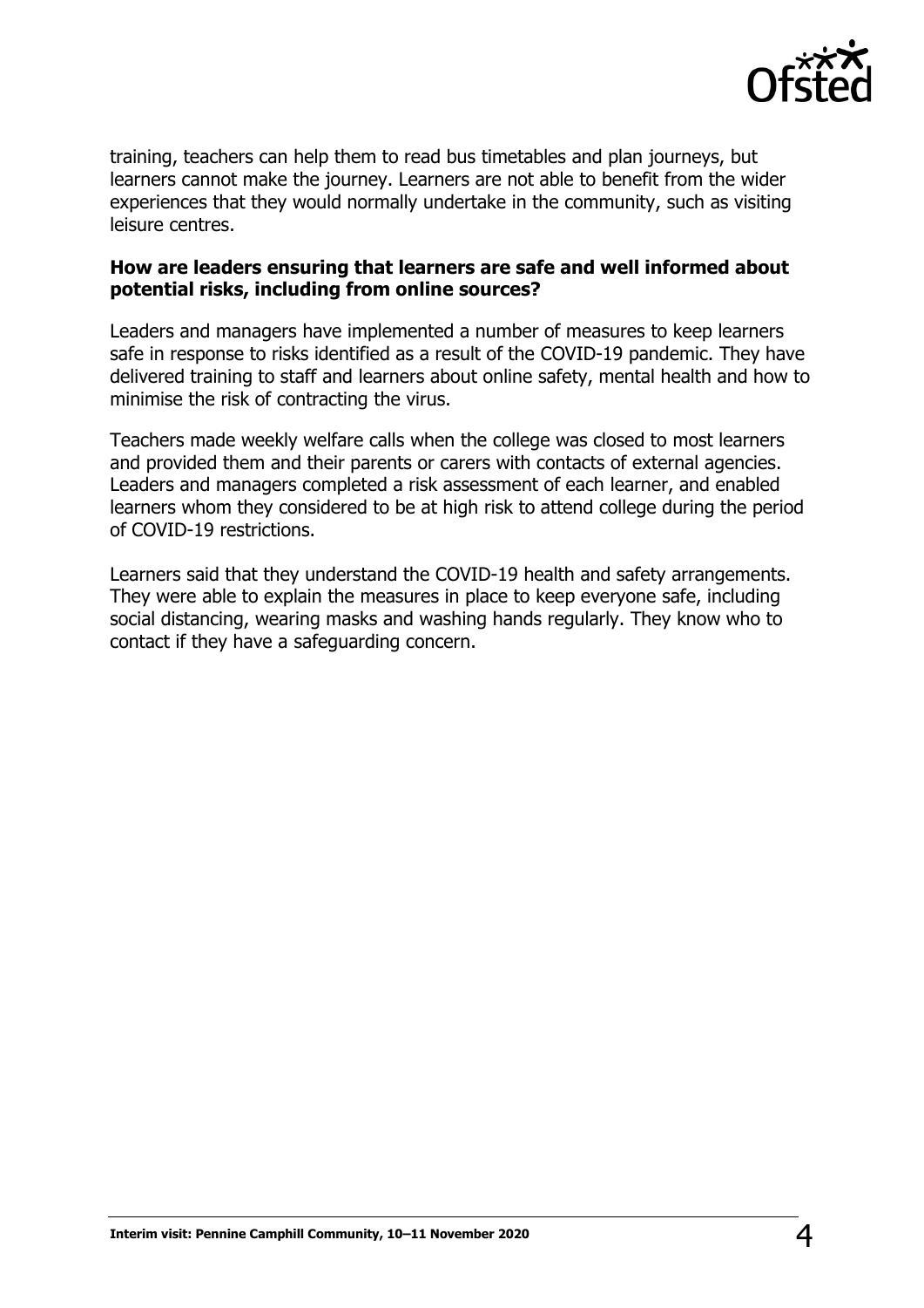training, teachers can help them to read bus timetables and plan journeys, but learners cannot make the journey. Learners are not able to benefit from the wider experiences that they would normally undertake in the community, such as visiting leisure centres.

**How are leaders ensuring that learners are safe and well informed about potential risks, including from online sources?**

Leaders and managers have implemented a number of measures to keep learners safe in response to risks identified as a result of the COVID-19 pandemic. They have delivered training to staff and learners about online safety, mental health and how to minimise the risk of contracting the virus.

Teachers made weekly welfare calls when the college was closed to most learners and provided them and their parents or carers with contacts of external agencies. Leaders and managers completed a risk assessment of each learner, and enabled learners whom they considered to be at high risk to attend college during the period of COVID-19 restrictions.

Learners said that they understand the COVID-19 health and safety arrangements. They were able to explain the measures in place to keep everyone safe, including social distancing, wearing masks and washing hands regularly. They know who to contact if they have a safeguarding concern.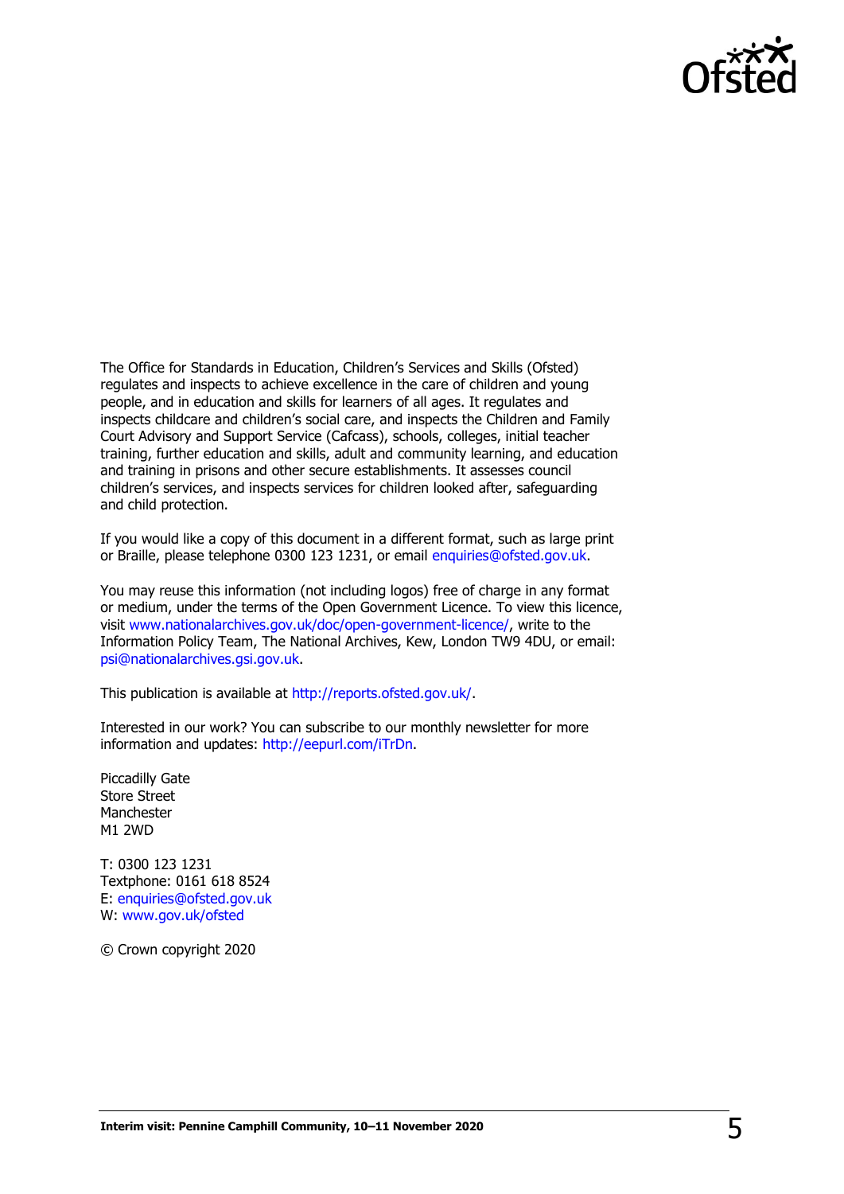The Office for Standards in Education, Children's Services and Skills (Ofsted) regulates and inspects to achieve excellence in the care of children and young people, and in education and skills for learners of all ages. It regulates and inspects childcare and children's social care, and inspects the Children and Family Court Advisory and Support Service (Cafcass), schools, colleges, initial teacher training, further education and skills, adult and community learning, and education and training in prisons and other secure establishments. It assesses council children's services, and inspects services for children looked after, safeguarding and child protection.

If you would like a copy of this document in a different format, such as large print or Braille, please telephone 0300 123 1231, or email enquiries@ofsted.gov.uk.

You may reuse this information (not including logos) free of charge in any format or medium, under the terms of the Open Government Licence. To view this licence, visit www.nationalarchives.gov.uk/doc/open-government-licence/, write to the Information Policy Team, The National Archives, Kew, London TW9 4DU, or email: psi@nationalarchives.gsi.gov.uk.

This publication is available at http://reports.ofsted.gov.uk/.

Interested in our work? You can subscribe to our monthly newsletter for more information and updates: http://eepurl.com/iTrDn.

Piccadilly Gate
Store Street
Manchester
M1 2WD

T: 0300 123 1231
Textphone: 0161 618 8524
E: enquiries@ofsted.gov.uk
W: www.gov.uk/ofsted

© Crown copyright 2020